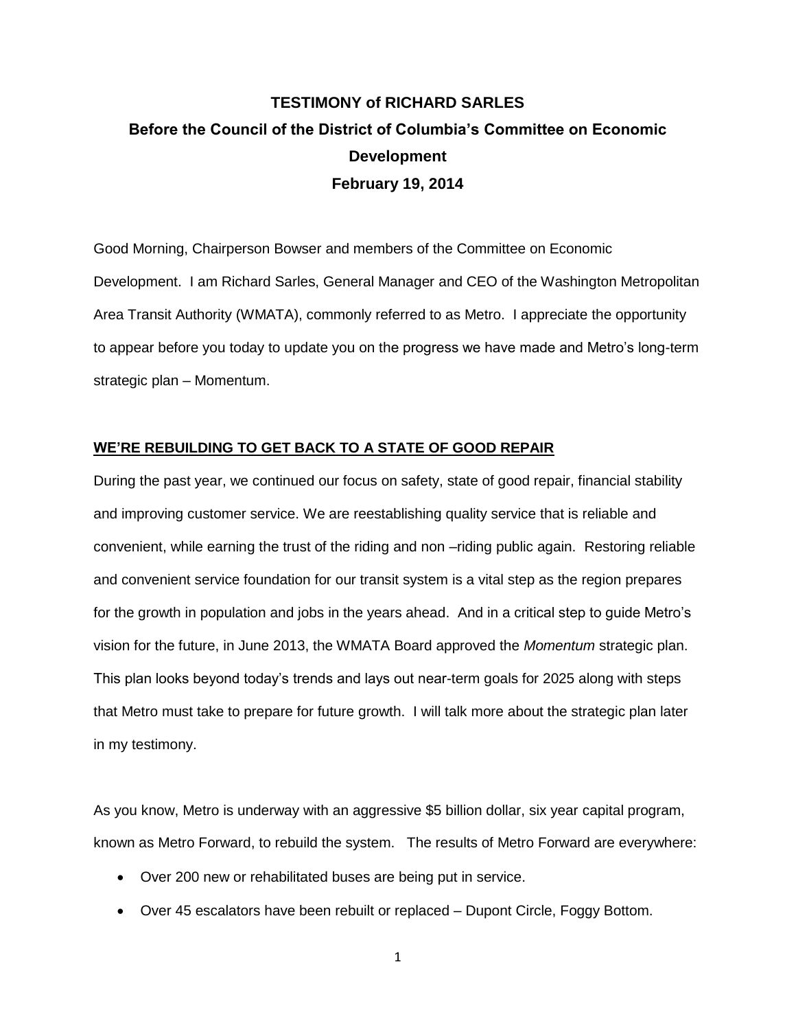# TESTIMONY of RICHARD SARLES

## Before the Council of the District of Columbia's Committee on Economic Development

## February 19, 2014

Good Morning, Chairperson Bowser and members of the Committee on Economic Development. I am Richard Sarles, General Manager and CEO of the Washington Metropolitan Area Transit Authority (WMATA), commonly referred to as Metro. I appreciate the opportunity to appear before you today to update you on the progress we have made and Metro's long-term strategic plan – Momentum.

**WE'RE REBUILDING TO GET BACK TO A STATE OF GOOD REPAIR**

During the past year, we continued our focus on safety, state of good repair, financial stability and improving customer service. We are reestablishing quality service that is reliable and convenient, while earning the trust of the riding and non –riding public again. Restoring reliable and convenient service foundation for our transit system is a vital step as the region prepares for the growth in population and jobs in the years ahead. And in a critical step to guide Metro's vision for the future, in June 2013, the WMATA Board approved the *Momentum* strategic plan. This plan looks beyond today's trends and lays out near-term goals for 2025 along with steps that Metro must take to prepare for future growth. I will talk more about the strategic plan later in my testimony.

As you know, Metro is underway with an aggressive $5 billion dollar, six year capital program, known as Metro Forward, to rebuild the system. The results of Metro Forward are everywhere:

- Over 200 new or rehabilitated buses are being put in service.
- Over 45 escalators have been rebuilt or replaced – Dupont Circle, Foggy Bottom.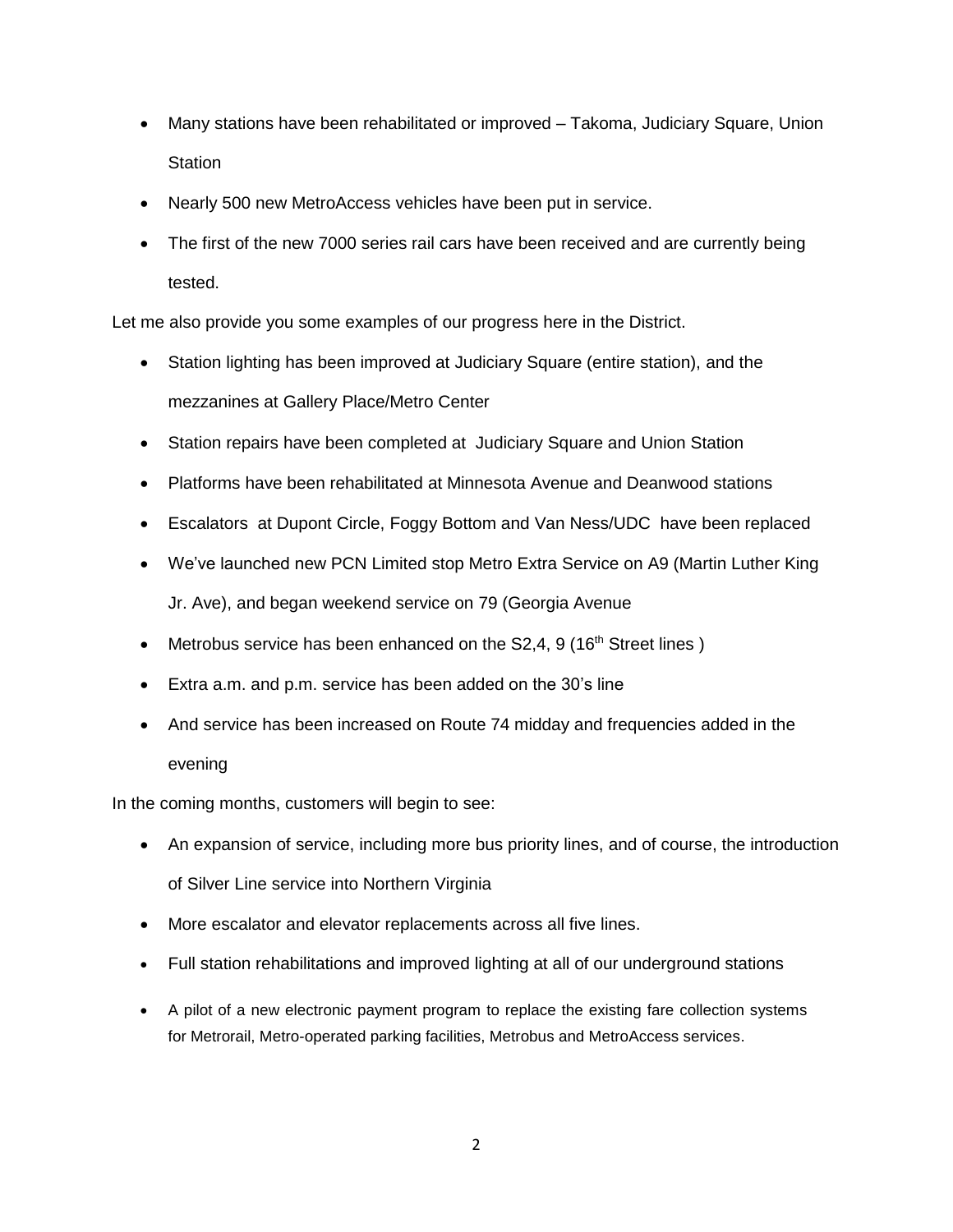- Many stations have been rehabilitated or improved – Takoma, Judiciary Square, Union Station
- Nearly 500 new MetroAccess vehicles have been put in service.
- The first of the new 7000 series rail cars have been received and are currently being tested.

Let me also provide you some examples of our progress here in the District.

- Station lighting has been improved at Judiciary Square (entire station), and the mezzanines at Gallery Place/Metro Center
- Station repairs have been completed at Judiciary Square and Union Station
- Platforms have been rehabilitated at Minnesota Avenue and Deanwood stations
- Escalators at Dupont Circle, Foggy Bottom and Van Ness/UDC have been replaced
- We've launched new PCN Limited stop Metro Extra Service on A9 (Martin Luther King Jr. Ave), and began weekend service on 79 (Georgia Avenue
- Metrobus service has been enhanced on the S2,4, 9 (16th Street lines )
- Extra a.m. and p.m. service has been added on the 30's line
- And service has been increased on Route 74 midday and frequencies added in the evening

In the coming months, customers will begin to see:

- An expansion of service, including more bus priority lines, and of course, the introduction of Silver Line service into Northern Virginia
- More escalator and elevator replacements across all five lines.
- Full station rehabilitations and improved lighting at all of our underground stations
- A pilot of a new electronic payment program to replace the existing fare collection systems for Metrorail, Metro-operated parking facilities, Metrobus and MetroAccess services.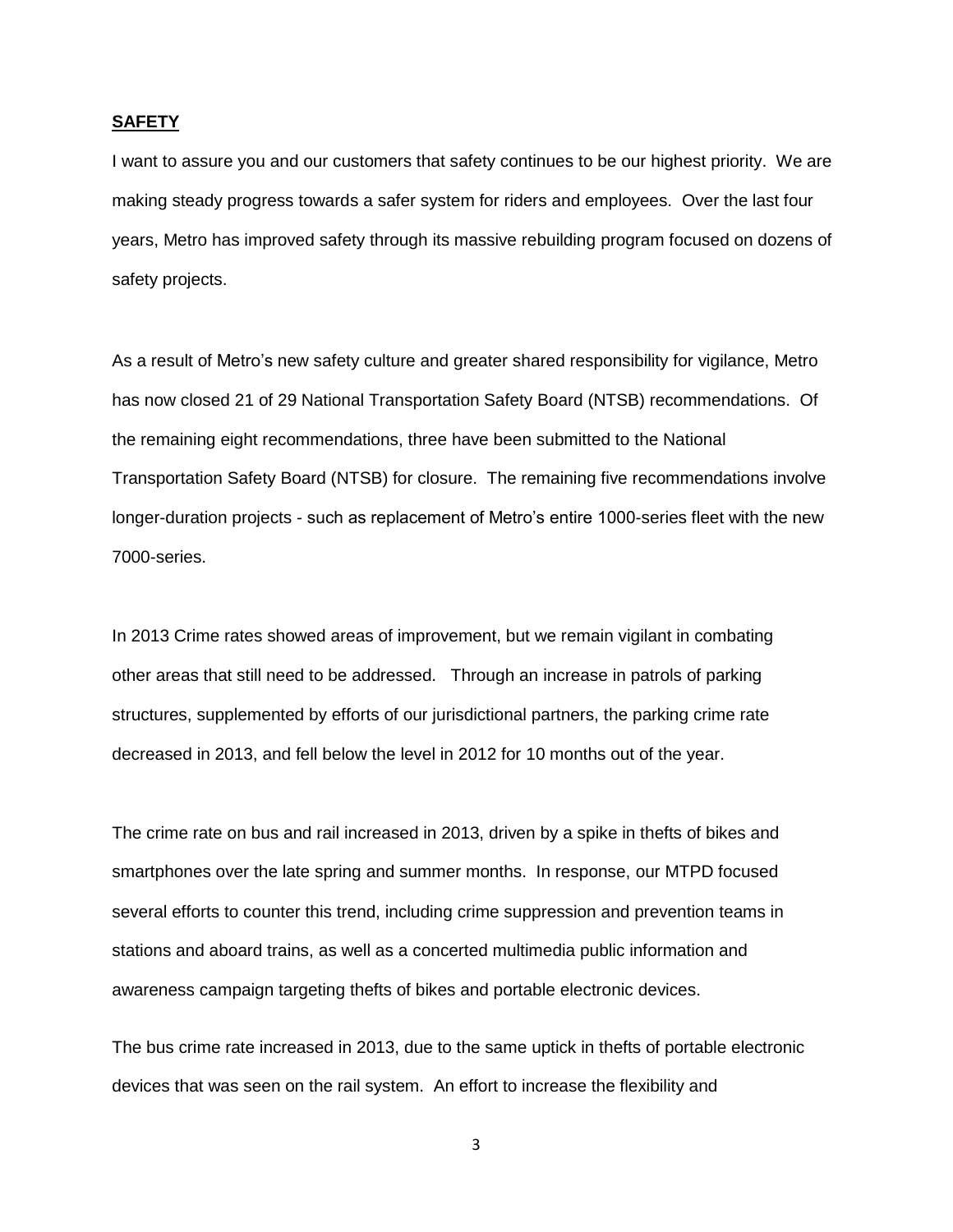**SAFETY**

I want to assure you and our customers that safety continues to be our highest priority. We are making steady progress towards a safer system for riders and employees. Over the last four years, Metro has improved safety through its massive rebuilding program focused on dozens of safety projects.

As a result of Metro's new safety culture and greater shared responsibility for vigilance, Metro has now closed 21 of 29 National Transportation Safety Board (NTSB) recommendations. Of the remaining eight recommendations, three have been submitted to the National Transportation Safety Board (NTSB) for closure. The remaining five recommendations involve longer-duration projects - such as replacement of Metro's entire 1000-series fleet with the new 7000-series.

In 2013 Crime rates showed areas of improvement, but we remain vigilant in combating other areas that still need to be addressed. Through an increase in patrols of parking structures, supplemented by efforts of our jurisdictional partners, the parking crime rate decreased in 2013, and fell below the level in 2012 for 10 months out of the year.

The crime rate on bus and rail increased in 2013, driven by a spike in thefts of bikes and smartphones over the late spring and summer months. In response, our MTPD focused several efforts to counter this trend, including crime suppression and prevention teams in stations and aboard trains, as well as a concerted multimedia public information and awareness campaign targeting thefts of bikes and portable electronic devices.

The bus crime rate increased in 2013, due to the same uptick in thefts of portable electronic devices that was seen on the rail system. An effort to increase the flexibility and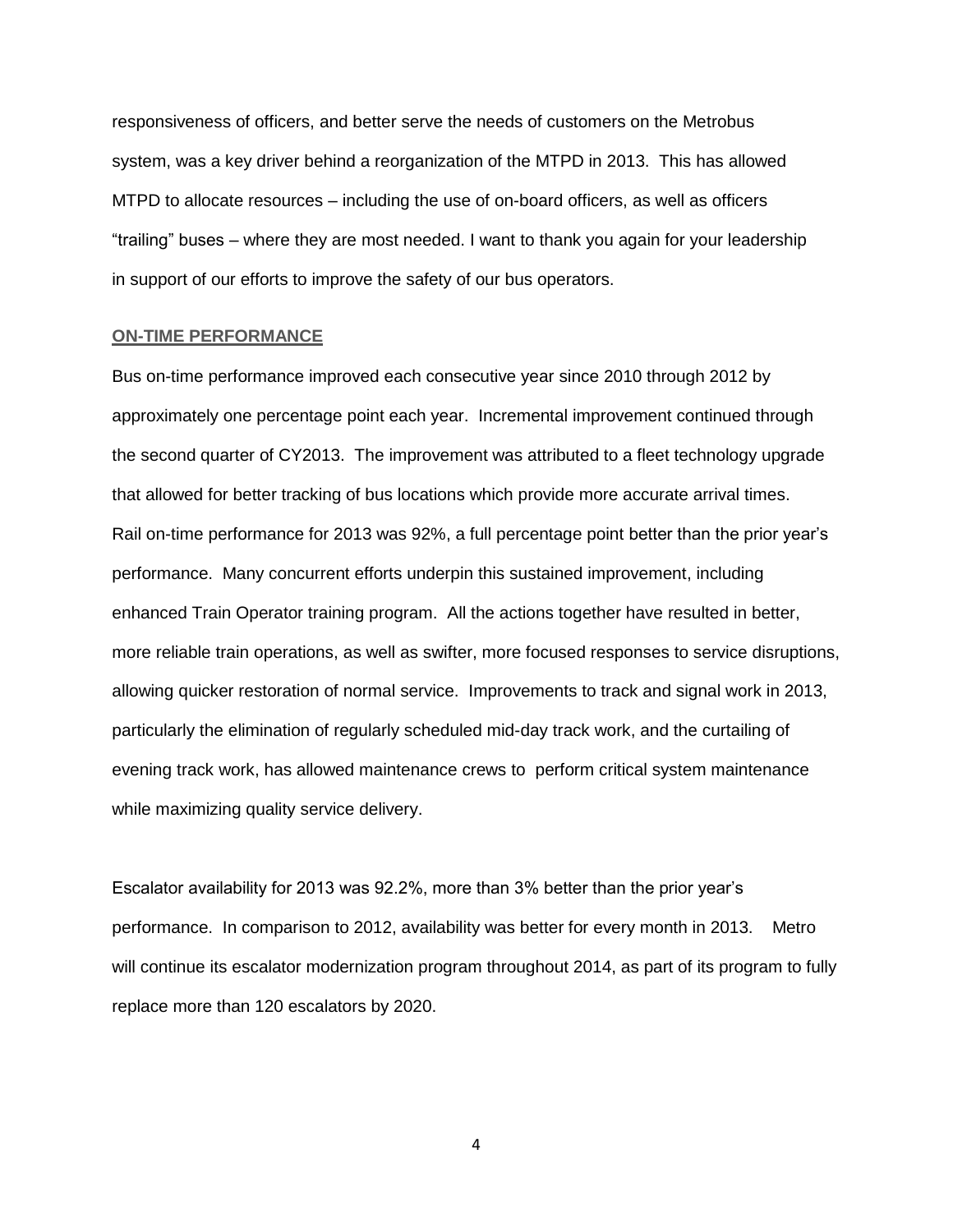responsiveness of officers, and better serve the needs of customers on the Metrobus system, was a key driver behind a reorganization of the MTPD in 2013. This has allowed MTPD to allocate resources – including the use of on-board officers, as well as officers “trailing” buses – where they are most needed. I want to thank you again for your leadership in support of our efforts to improve the safety of our bus operators.

## ON-TIME PERFORMANCE

Bus on-time performance improved each consecutive year since 2010 through 2012 by approximately one percentage point each year. Incremental improvement continued through the second quarter of CY2013. The improvement was attributed to a fleet technology upgrade that allowed for better tracking of bus locations which provide more accurate arrival times. Rail on-time performance for 2013 was 92%, a full percentage point better than the prior year's performance. Many concurrent efforts underpin this sustained improvement, including enhanced Train Operator training program. All the actions together have resulted in better, more reliable train operations, as well as swifter, more focused responses to service disruptions, allowing quicker restoration of normal service. Improvements to track and signal work in 2013, particularly the elimination of regularly scheduled mid-day track work, and the curtailing of evening track work, has allowed maintenance crews to perform critical system maintenance while maximizing quality service delivery.

Escalator availability for 2013 was 92.2%, more than 3% better than the prior year's performance. In comparison to 2012, availability was better for every month in 2013. Metro will continue its escalator modernization program throughout 2014, as part of its program to fully replace more than 120 escalators by 2020.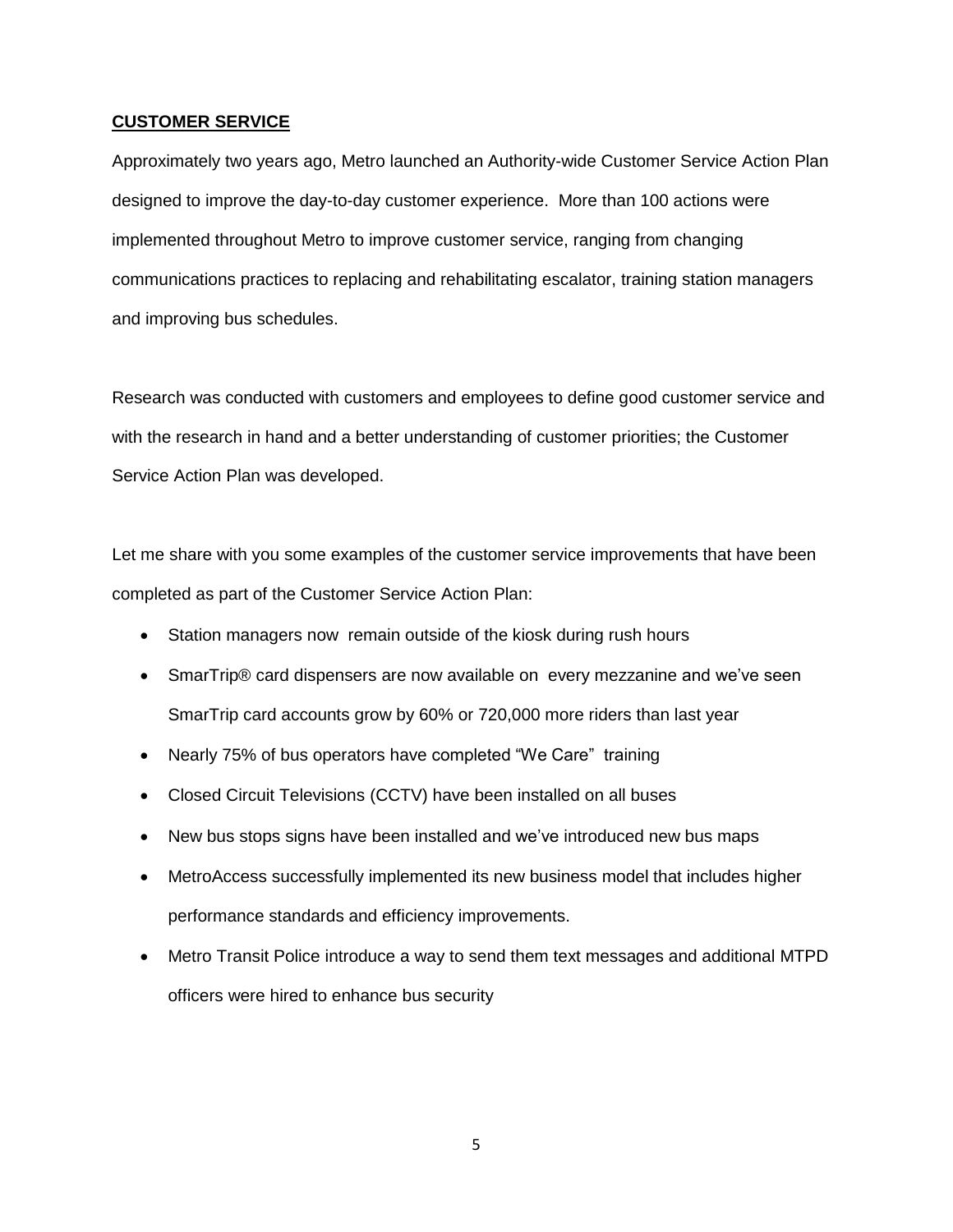## CUSTOMER SERVICE

Approximately two years ago, Metro launched an Authority-wide Customer Service Action Plan designed to improve the day-to-day customer experience. More than 100 actions were implemented throughout Metro to improve customer service, ranging from changing communications practices to replacing and rehabilitating escalator, training station managers and improving bus schedules.

Research was conducted with customers and employees to define good customer service and with the research in hand and a better understanding of customer priorities; the Customer Service Action Plan was developed.

Let me share with you some examples of the customer service improvements that have been completed as part of the Customer Service Action Plan:

- Station managers now remain outside of the kiosk during rush hours
- SmarTrip® card dispensers are now available on every mezzanine and we've seen SmarTrip card accounts grow by 60% or 720,000 more riders than last year
- Nearly 75% of bus operators have completed "We Care" training
- Closed Circuit Televisions (CCTV) have been installed on all buses
- New bus stops signs have been installed and we've introduced new bus maps
- MetroAccess successfully implemented its new business model that includes higher performance standards and efficiency improvements.
- Metro Transit Police introduce a way to send them text messages and additional MTPD officers were hired to enhance bus security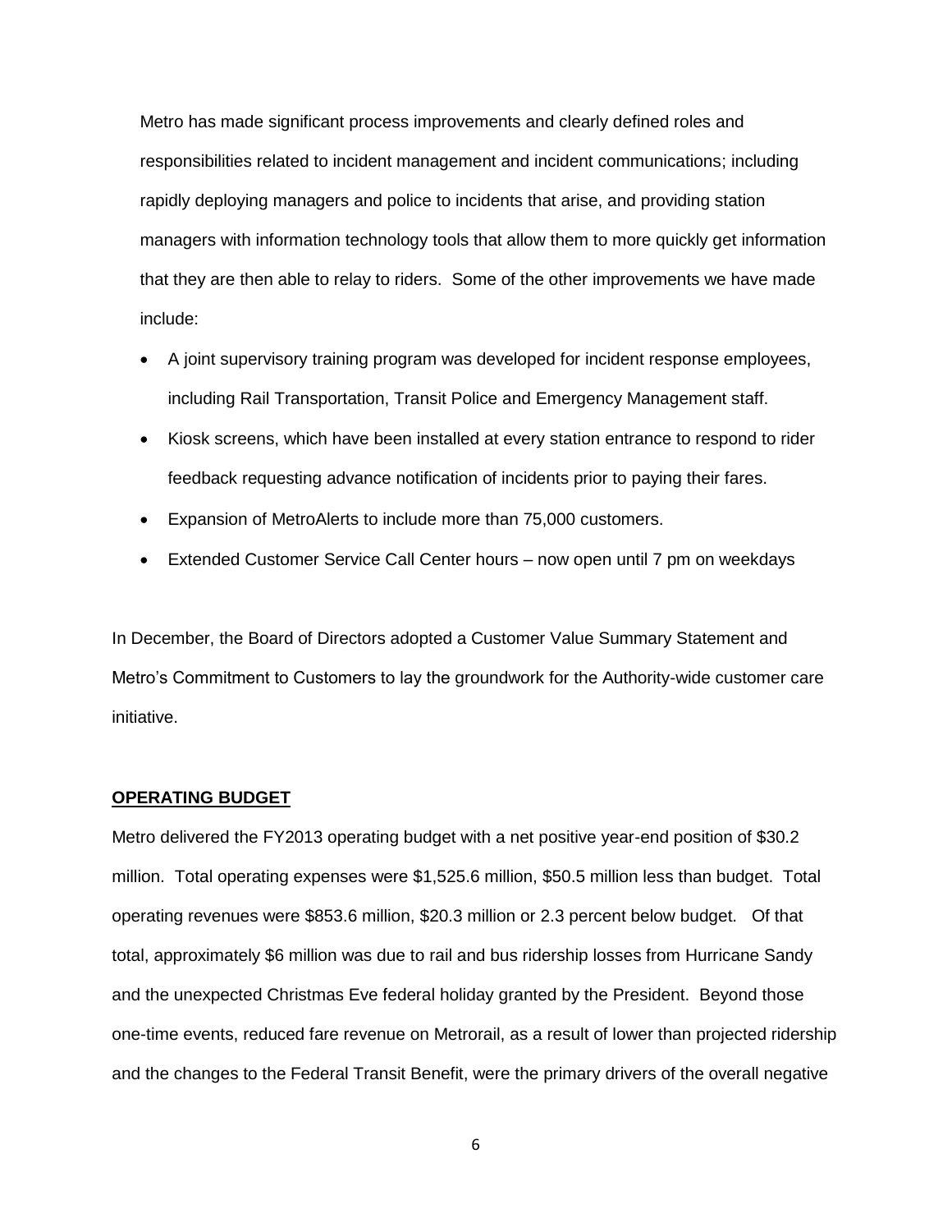Metro has made significant process improvements and clearly defined roles and responsibilities related to incident management and incident communications; including rapidly deploying managers and police to incidents that arise, and providing station managers with information technology tools that allow them to more quickly get information that they are then able to relay to riders. Some of the other improvements we have made include:

- A joint supervisory training program was developed for incident response employees, including Rail Transportation, Transit Police and Emergency Management staff.
- Kiosk screens, which have been installed at every station entrance to respond to rider feedback requesting advance notification of incidents prior to paying their fares.
- Expansion of MetroAlerts to include more than 75,000 customers.
- Extended Customer Service Call Center hours – now open until 7 pm on weekdays

In December, the Board of Directors adopted a Customer Value Summary Statement and Metro's Commitment to Customers to lay the groundwork for the Authority-wide customer care initiative.

## OPERATING BUDGET

Metro delivered the FY2013 operating budget with a net positive year-end position of $30.2 million. Total operating expenses were $1,525.6 million, $50.5 million less than budget. Total operating revenues were $853.6 million, $20.3 million or 2.3 percent below budget. Of that total, approximately $6 million was due to rail and bus ridership losses from Hurricane Sandy and the unexpected Christmas Eve federal holiday granted by the President. Beyond those one-time events, reduced fare revenue on Metrorail, as a result of lower than projected ridership and the changes to the Federal Transit Benefit, were the primary drivers of the overall negative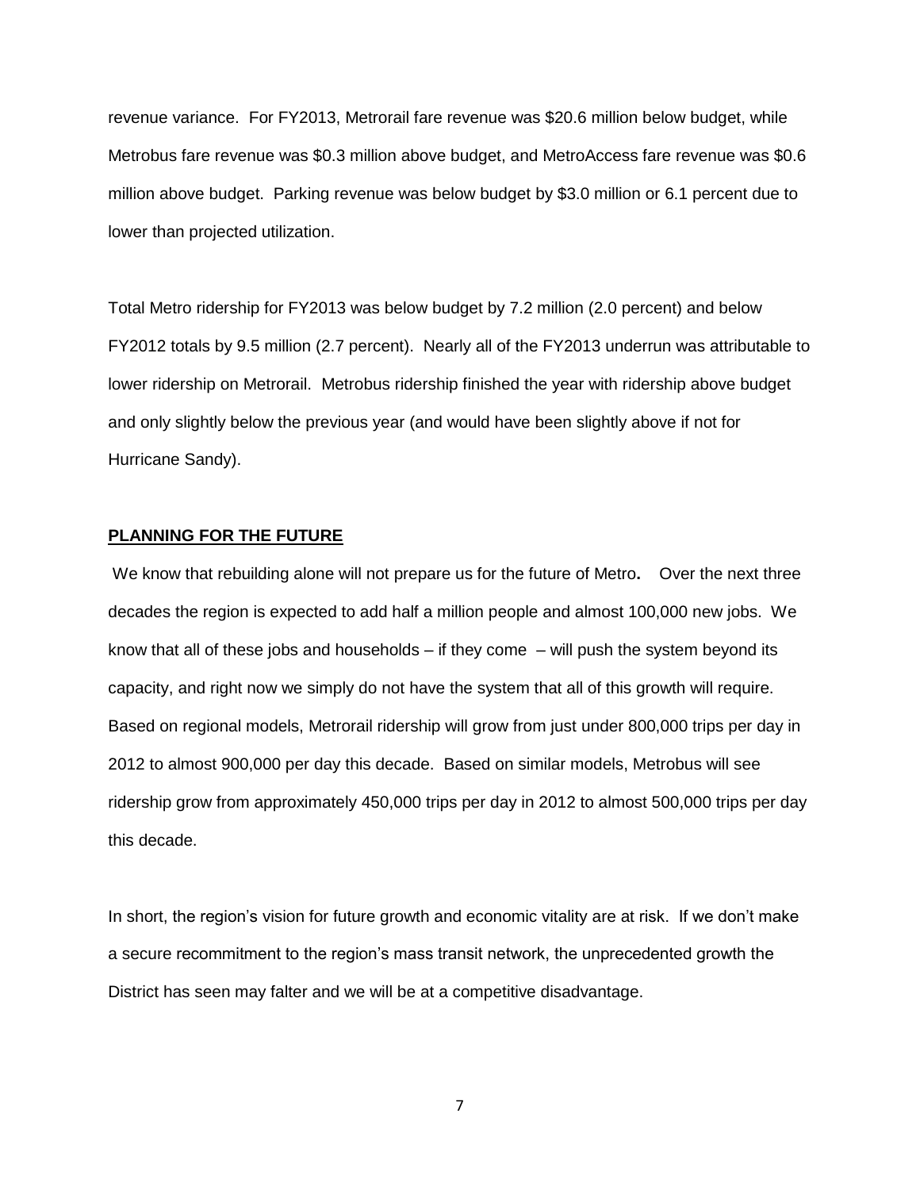revenue variance. For FY2013, Metrorail fare revenue was $20.6 million below budget, while Metrobus fare revenue was $0.3 million above budget, and MetroAccess fare revenue was $0.6 million above budget. Parking revenue was below budget by $3.0 million or 6.1 percent due to lower than projected utilization.

Total Metro ridership for FY2013 was below budget by 7.2 million (2.0 percent) and below FY2012 totals by 9.5 million (2.7 percent). Nearly all of the FY2013 underrun was attributable to lower ridership on Metrorail. Metrobus ridership finished the year with ridership above budget and only slightly below the previous year (and would have been slightly above if not for Hurricane Sandy).

## PLANNING FOR THE FUTURE

We know that rebuilding alone will not prepare us for the future of Metro**.** Over the next three decades the region is expected to add half a million people and almost 100,000 new jobs. We know that all of these jobs and households – if they come – will push the system beyond its capacity, and right now we simply do not have the system that all of this growth will require. Based on regional models, Metrorail ridership will grow from just under 800,000 trips per day in 2012 to almost 900,000 per day this decade. Based on similar models, Metrobus will see ridership grow from approximately 450,000 trips per day in 2012 to almost 500,000 trips per day this decade.

In short, the region's vision for future growth and economic vitality are at risk. If we don't make a secure recommitment to the region's mass transit network, the unprecedented growth the District has seen may falter and we will be at a competitive disadvantage.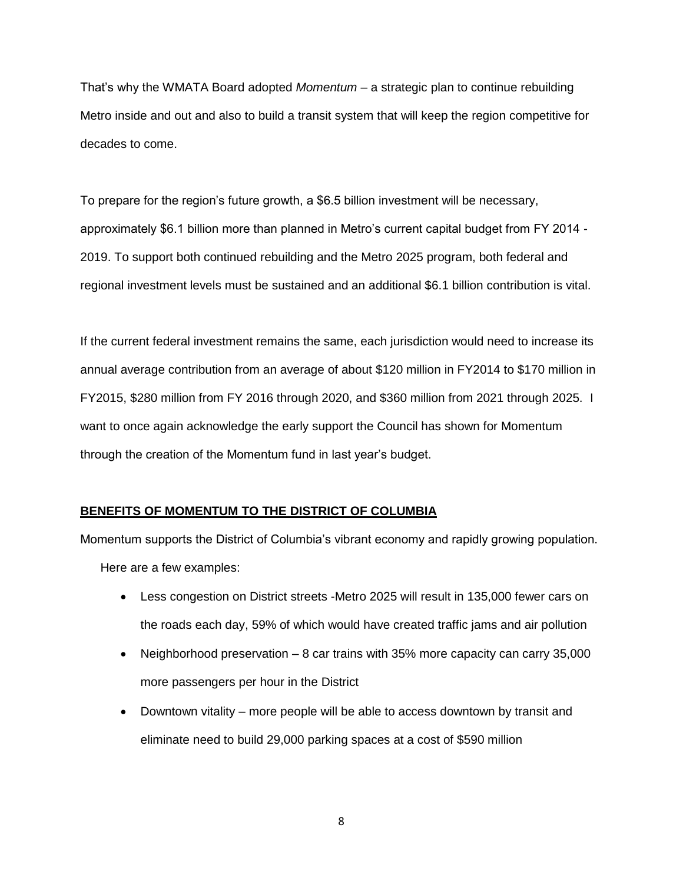That's why the WMATA Board adopted *Momentum* – a strategic plan to continue rebuilding Metro inside and out and also to build a transit system that will keep the region competitive for decades to come.

To prepare for the region's future growth, a $6.5 billion investment will be necessary, approximately $6.1 billion more than planned in Metro's current capital budget from FY 2014 - 2019. To support both continued rebuilding and the Metro 2025 program, both federal and regional investment levels must be sustained and an additional $6.1 billion contribution is vital.

If the current federal investment remains the same, each jurisdiction would need to increase its annual average contribution from an average of about $120 million in FY2014 to $170 million in FY2015, $280 million from FY 2016 through 2020, and $360 million from 2021 through 2025. I want to once again acknowledge the early support the Council has shown for Momentum through the creation of the Momentum fund in last year's budget.

## BENEFITS OF MOMENTUM TO THE DISTRICT OF COLUMBIA

Momentum supports the District of Columbia's vibrant economy and rapidly growing population. Here are a few examples:

- Less congestion on District streets -Metro 2025 will result in 135,000 fewer cars on the roads each day, 59% of which would have created traffic jams and air pollution
- Neighborhood preservation – 8 car trains with 35% more capacity can carry 35,000 more passengers per hour in the District
- Downtown vitality – more people will be able to access downtown by transit and eliminate need to build 29,000 parking spaces at a cost of $590 million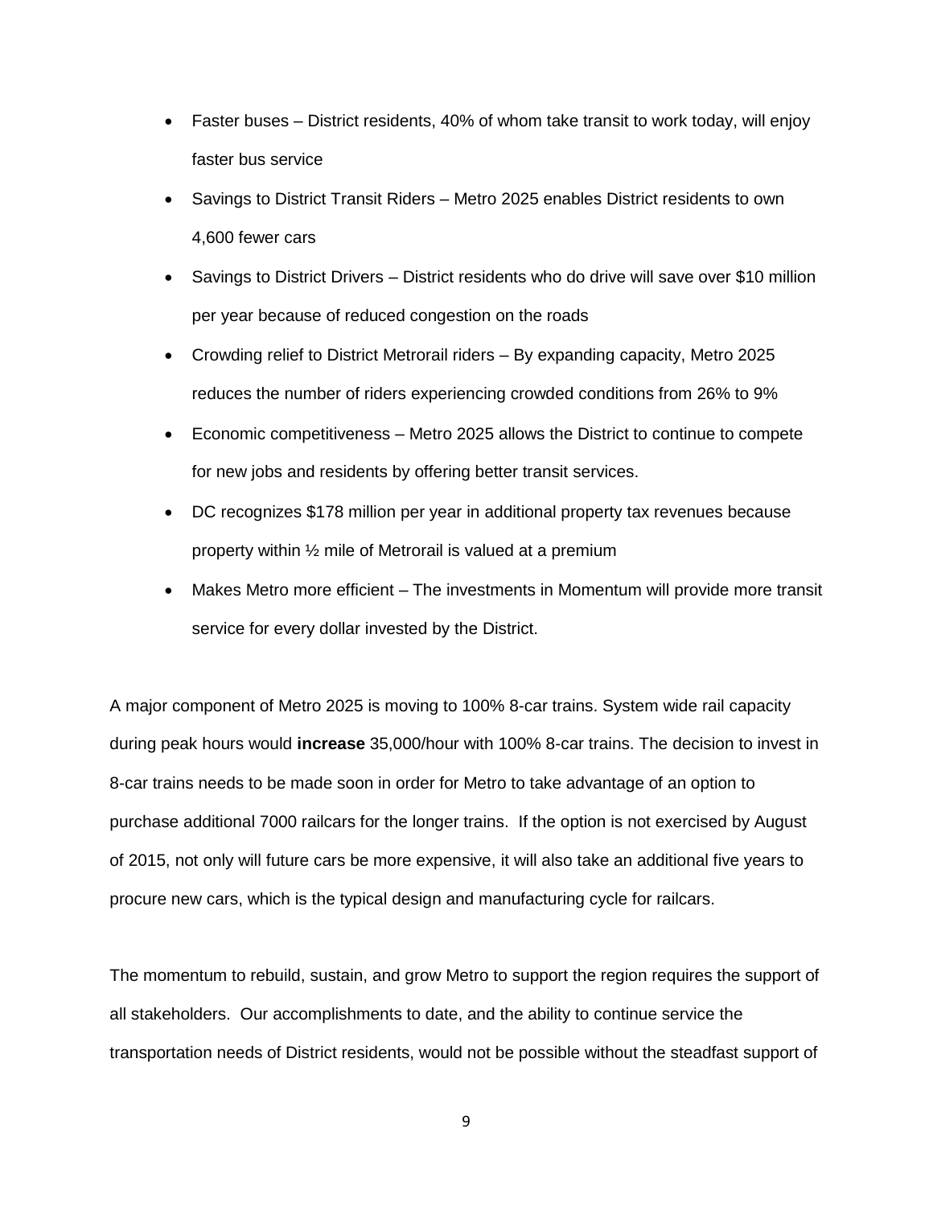- Faster buses – District residents, 40% of whom take transit to work today, will enjoy faster bus service
- Savings to District Transit Riders – Metro 2025 enables District residents to own 4,600 fewer cars
- Savings to District Drivers – District residents who do drive will save over $10 million per year because of reduced congestion on the roads
- Crowding relief to District Metrorail riders – By expanding capacity, Metro 2025 reduces the number of riders experiencing crowded conditions from 26% to 9%
- Economic competitiveness – Metro 2025 allows the District to continue to compete for new jobs and residents by offering better transit services.
- DC recognizes $178 million per year in additional property tax revenues because property within ½ mile of Metrorail is valued at a premium
- Makes Metro more efficient – The investments in Momentum will provide more transit service for every dollar invested by the District.

A major component of Metro 2025 is moving to 100% 8-car trains. System wide rail capacity during peak hours would **increase** 35,000/hour with 100% 8-car trains. The decision to invest in 8-car trains needs to be made soon in order for Metro to take advantage of an option to purchase additional 7000 railcars for the longer trains. If the option is not exercised by August of 2015, not only will future cars be more expensive, it will also take an additional five years to procure new cars, which is the typical design and manufacturing cycle for railcars.

The momentum to rebuild, sustain, and grow Metro to support the region requires the support of all stakeholders. Our accomplishments to date, and the ability to continue service the transportation needs of District residents, would not be possible without the steadfast support of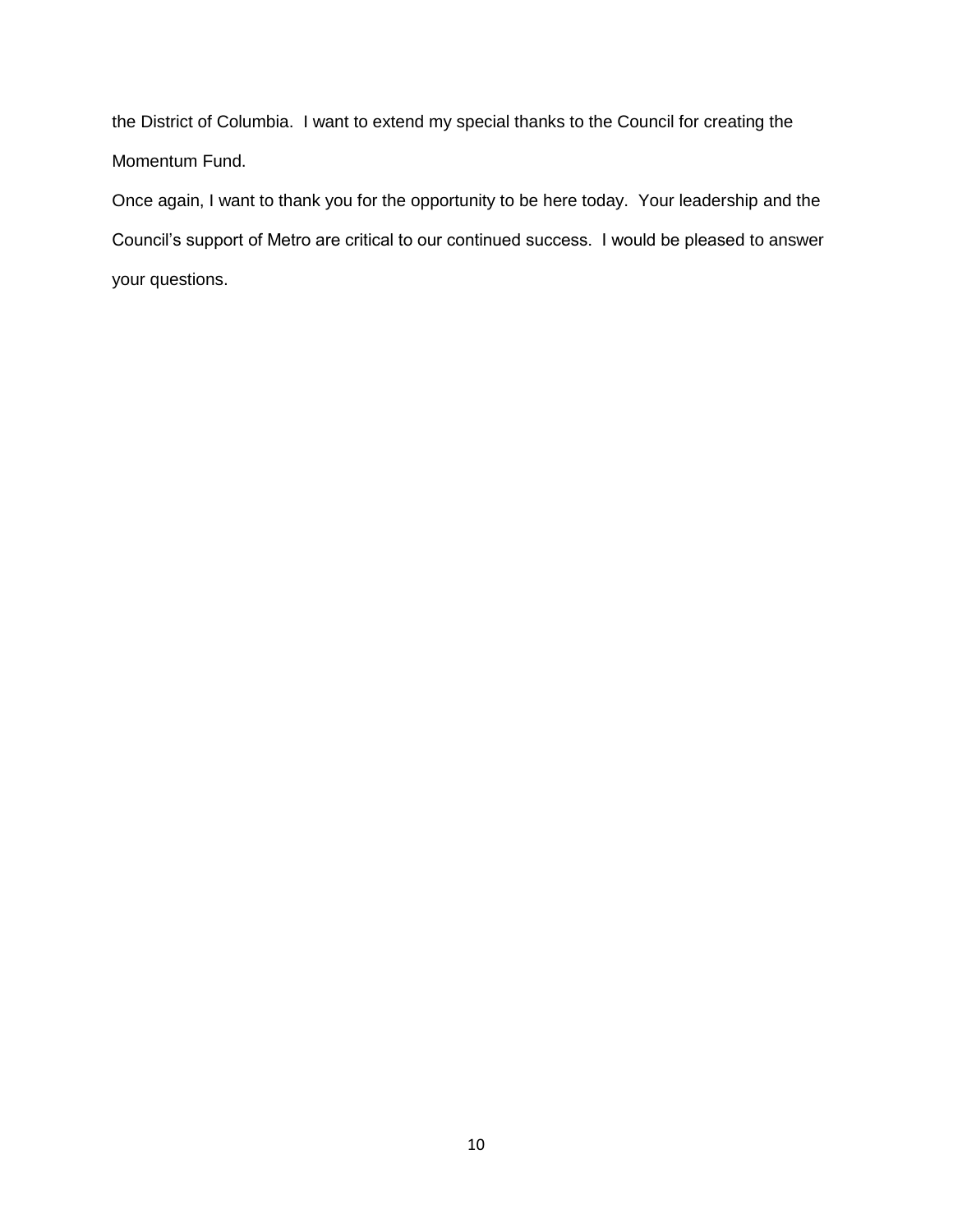the District of Columbia. I want to extend my special thanks to the Council for creating the Momentum Fund.

Once again, I want to thank you for the opportunity to be here today. Your leadership and the Council's support of Metro are critical to our continued success. I would be pleased to answer your questions.